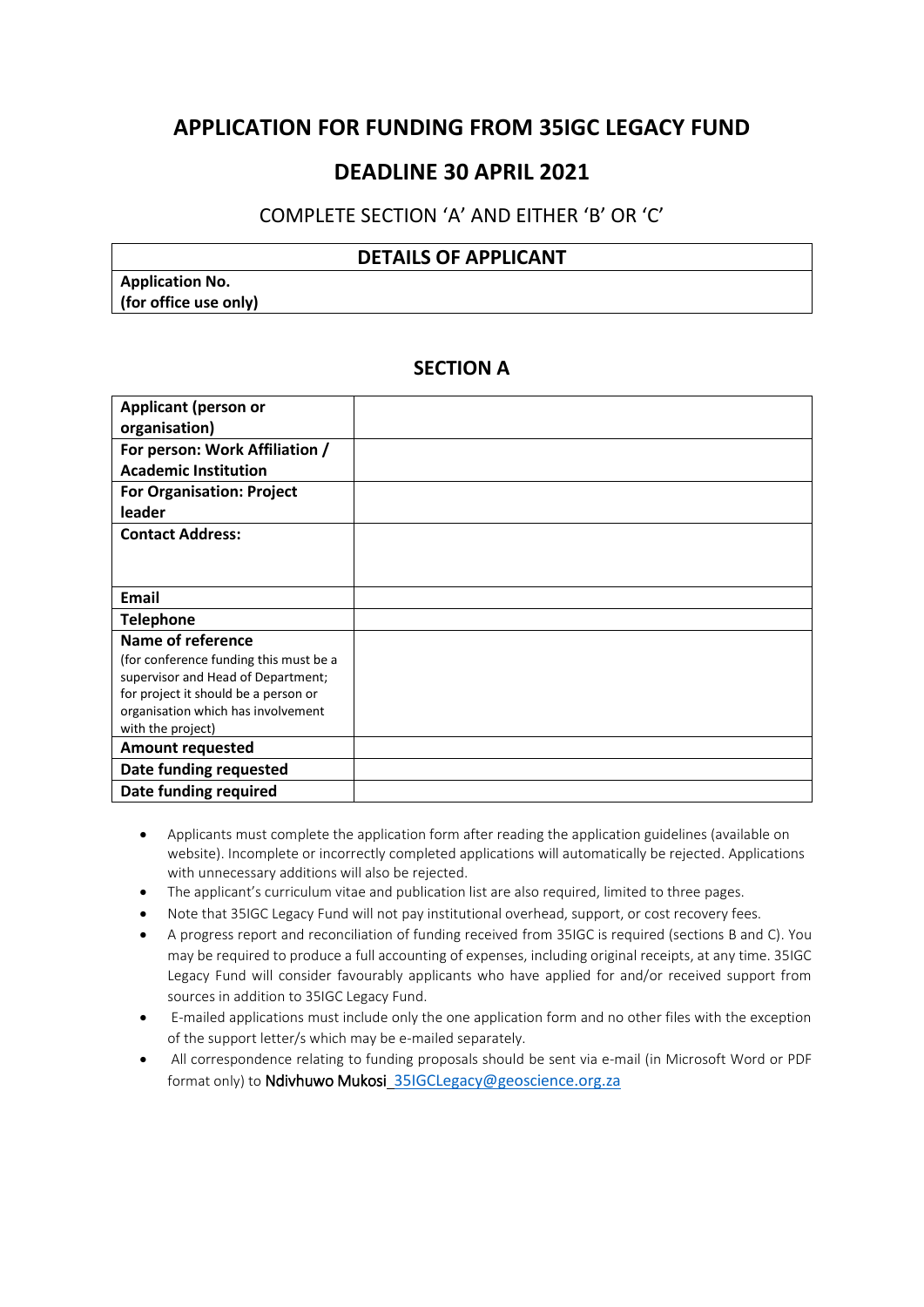# APPLICATION FOR FUNDING FROM 35IGC LEGACY FUND

## DEADLINE 30 APRIL 2021

COMPLETE SECTION 'A' AND EITHER 'B' OR 'C'

| DETAILS OF APPLICANT |
|---|
| **Application No. (for office use only)** |

## SECTION A

| | |
|---|---|
| **Applicant (person or organisation)** | |
| **For person: Work Affiliation / Academic Institution** | |
| **For Organisation: Project leader** | |
| **Contact Address:** | |
| **Email** | |
| **Telephone** | |
| **Name of reference** (for conference funding this must be a supervisor and Head of Department; for project it should be a person or organisation which has involvement with the project) | |
| **Amount requested** | |
| **Date funding requested** | |
| **Date funding required** | |

- Applicants must complete the application form after reading the application guidelines (available on website). Incomplete or incorrectly completed applications will automatically be rejected. Applications with unnecessary additions will also be rejected.
- The applicant's curriculum vitae and publication list are also required, limited to three pages.
- Note that 35IGC Legacy Fund will not pay institutional overhead, support, or cost recovery fees.
- A progress report and reconciliation of funding received from 35IGC is required (sections B and C). You may be required to produce a full accounting of expenses, including original receipts, at any time. 35IGC Legacy Fund will consider favourably applicants who have applied for and/or received support from sources in addition to 35IGC Legacy Fund.
- E-mailed applications must include only the one application form and no other files with the exception of the support letter/s which may be e-mailed separately.
- All correspondence relating to funding proposals should be sent via e-mail (in Microsoft Word or PDF format only) to Ndivhuwo Mukosi 35IGCLegacy@geoscience.org.za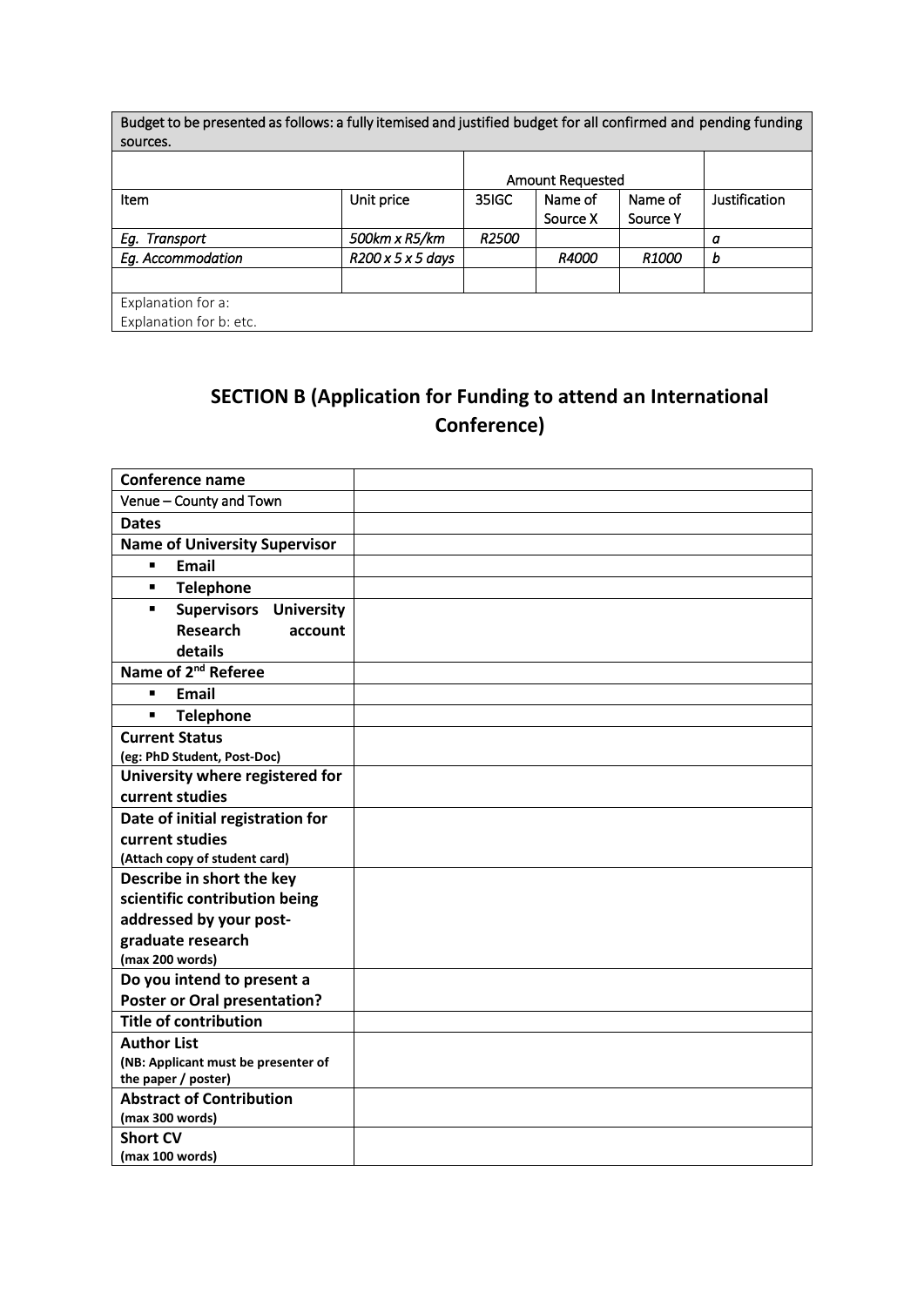| Budget to be presented as follows: a fully itemised and justified budget for all confirmed and pending funding sources. | | | | | |
|---|---|---|---|---|---|
| | | Amount Requested | | | |
| Item | Unit price | 35IGC | Name of Source X | Name of Source Y | Justification |
| *Eg. Transport* | *500km x R5/km* | *R2500* | | | *a* |
| *Eg. Accommodation* | *R200 x 5 x 5 days* | | *R4000* | *R1000* | *b* |
| | | | | | |
| Explanation for a:<br>Explanation for b: etc. | | | | | |

## SECTION B (Application for Funding to attend an International Conference)

| **Conference name** | |
|---|---|
| Venue – County and Town | |
| **Dates** | |
| **Name of University Supervisor** | |
| ▪ **Email** | |
| ▪ **Telephone** | |
| ▪ **Supervisors University Research account details** | |
| **Name of 2nd Referee** | |
| ▪ **Email** | |
| ▪ **Telephone** | |
| **Current Status**<br>**(eg: PhD Student, Post-Doc)** | |
| **University where registered for current studies** | |
| **Date of initial registration for current studies**<br>**(Attach copy of student card)** | |
| **Describe in short the key scientific contribution being addressed by your post-graduate research**<br>**(max 200 words)** | |
| **Do you intend to present a Poster or Oral presentation?** | |
| **Title of contribution** | |
| **Author List**<br>**(NB: Applicant must be presenter of the paper / poster)** | |
| **Abstract of Contribution**<br>**(max 300 words)** | |
| **Short CV**<br>**(max 100 words)** | |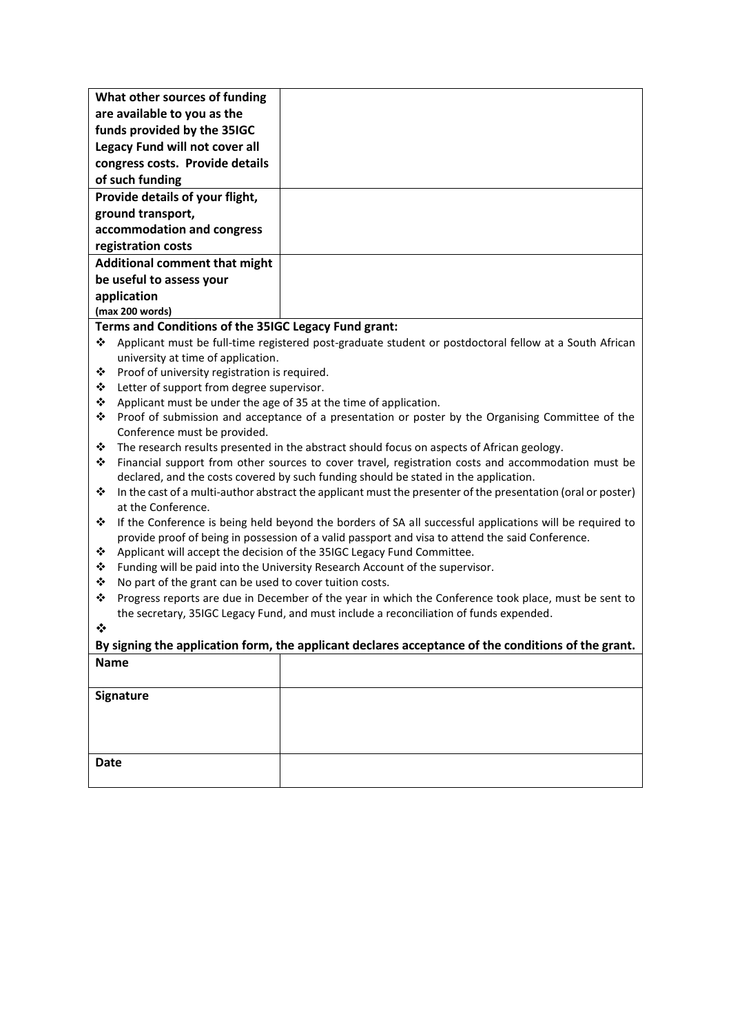| What other sources of funding are available to you as the funds provided by the 35IGC Legacy Fund will not cover all congress costs. Provide details of such funding | |
|---|---|
| **Provide details of your flight, ground transport, accommodation and congress registration costs** | |
| **Additional comment that might be useful to assess your application** (max 200 words) | |

**Terms and Conditions of the 35IGC Legacy Fund grant:**

- Applicant must be full-time registered post-graduate student or postdoctoral fellow at a South African university at time of application.
- Proof of university registration is required.
- Letter of support from degree supervisor.
- Applicant must be under the age of 35 at the time of application.
- Proof of submission and acceptance of a presentation or poster by the Organising Committee of the Conference must be provided.
- The research results presented in the abstract should focus on aspects of African geology.
- Financial support from other sources to cover travel, registration costs and accommodation must be declared, and the costs covered by such funding should be stated in the application.
- In the cast of a multi-author abstract the applicant must the presenter of the presentation (oral or poster) at the Conference.
- If the Conference is being held beyond the borders of SA all successful applications will be required to provide proof of being in possession of a valid passport and visa to attend the said Conference.
- Applicant will accept the decision of the 35IGC Legacy Fund Committee.
- Funding will be paid into the University Research Account of the supervisor.
- No part of the grant can be used to cover tuition costs.
- Progress reports are due in December of the year in which the Conference took place, must be sent to the secretary, 35IGC Legacy Fund, and must include a reconciliation of funds expended.
- 

**By signing the application form, the applicant declares acceptance of the conditions of the grant.**

| **Name** | |
|---|---|
| **Signature** | |
| **Date** | |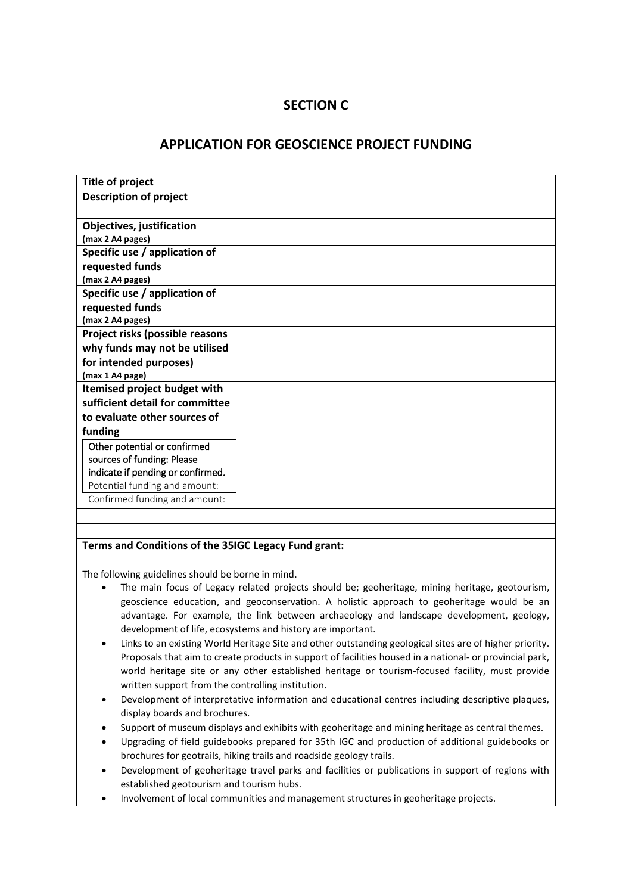## SECTION C

## APPLICATION FOR GEOSCIENCE PROJECT FUNDING

| | |
|---|---|
| **Title of project** | |
| **Description of project** | |
| **Objectives, justification** (max 2 A4 pages) | |
| **Specific use / application of requested funds** (max 2 A4 pages) | |
| **Specific use / application of requested funds** (max 2 A4 pages) | |
| **Project risks (possible reasons why funds may not be utilised for intended purposes)** (max 1 A4 page) | |
| **Itemised project budget with sufficient detail for committee to evaluate other sources of funding** | |
| Other potential or confirmed sources of funding: Please indicate if pending or confirmed.<br>Potential funding and amount:<br>Confirmed funding and amount: | |
| | |
| | |

**Terms and Conditions of the 35IGC Legacy Fund grant:**

The following guidelines should be borne in mind.

- The main focus of Legacy related projects should be; geoheritage, mining heritage, geotourism, geoscience education, and geoconservation. A holistic approach to geoheritage would be an advantage. For example, the link between archaeology and landscape development, geology, development of life, ecosystems and history are important.
- Links to an existing World Heritage Site and other outstanding geological sites are of higher priority. Proposals that aim to create products in support of facilities housed in a national- or provincial park, world heritage site or any other established heritage or tourism-focused facility, must provide written support from the controlling institution.
- Development of interpretative information and educational centres including descriptive plaques, display boards and brochures.
- Support of museum displays and exhibits with geoheritage and mining heritage as central themes.
- Upgrading of field guidebooks prepared for 35th IGC and production of additional guidebooks or brochures for geotrails, hiking trails and roadside geology trails.
- Development of geoheritage travel parks and facilities or publications in support of regions with established geotourism and tourism hubs.
- Involvement of local communities and management structures in geoheritage projects.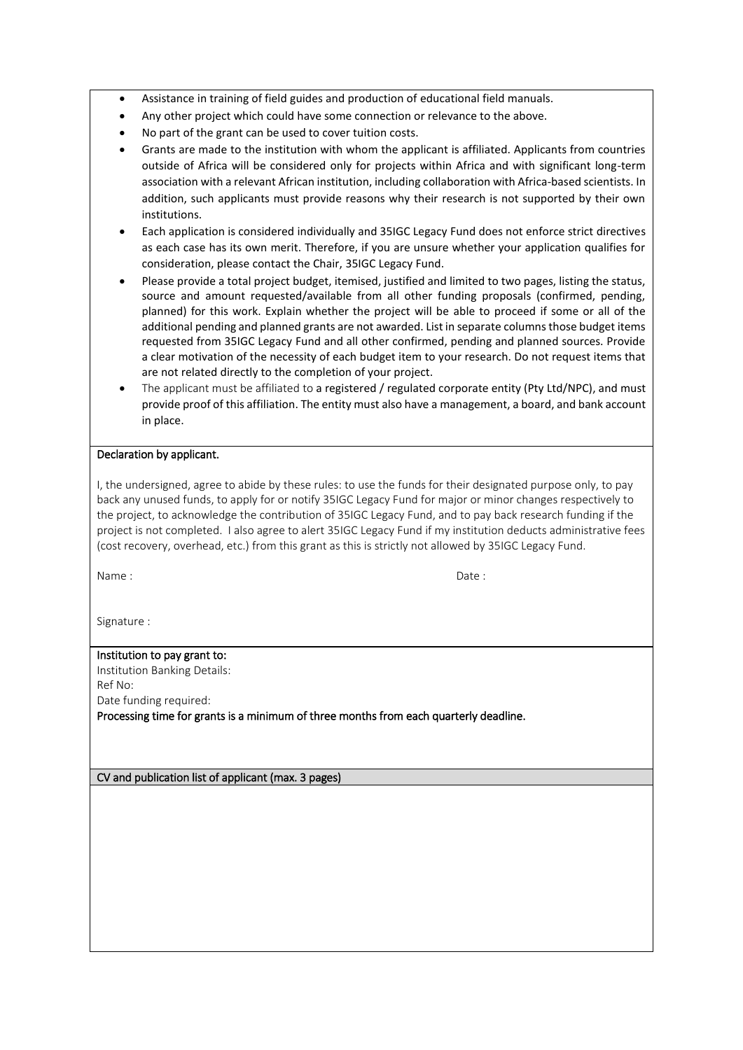- Assistance in training of field guides and production of educational field manuals.
- Any other project which could have some connection or relevance to the above.
- No part of the grant can be used to cover tuition costs.
- Grants are made to the institution with whom the applicant is affiliated. Applicants from countries outside of Africa will be considered only for projects within Africa and with significant long-term association with a relevant African institution, including collaboration with Africa-based scientists. In addition, such applicants must provide reasons why their research is not supported by their own institutions.
- Each application is considered individually and 35IGC Legacy Fund does not enforce strict directives as each case has its own merit. Therefore, if you are unsure whether your application qualifies for consideration, please contact the Chair, 35IGC Legacy Fund.
- Please provide a total project budget, itemised, justified and limited to two pages, listing the status, source and amount requested/available from all other funding proposals (confirmed, pending, planned) for this work. Explain whether the project will be able to proceed if some or all of the additional pending and planned grants are not awarded. List in separate columns those budget items requested from 35IGC Legacy Fund and all other confirmed, pending and planned sources. Provide a clear motivation of the necessity of each budget item to your research. Do not request items that are not related directly to the completion of your project.
- The applicant must be affiliated to a registered / regulated corporate entity (Pty Ltd/NPC), and must provide proof of this affiliation. The entity must also have a management, a board, and bank account in place.

**Declaration by applicant.**

I, the undersigned, agree to abide by these rules: to use the funds for their designated purpose only, to pay back any unused funds, to apply for or notify 35IGC Legacy Fund for major or minor changes respectively to the project, to acknowledge the contribution of 35IGC Legacy Fund, and to pay back research funding if the project is not completed. I also agree to alert 35IGC Legacy Fund if my institution deducts administrative fees (cost recovery, overhead, etc.) from this grant as this is strictly not allowed by 35IGC Legacy Fund.

Name : Date :

Signature :

**Institution to pay grant to:**
Institution Banking Details:
Ref No:
Date funding required:
**Processing time for grants is a minimum of three months from each quarterly deadline.**

**CV and publication list of applicant (max. 3 pages)**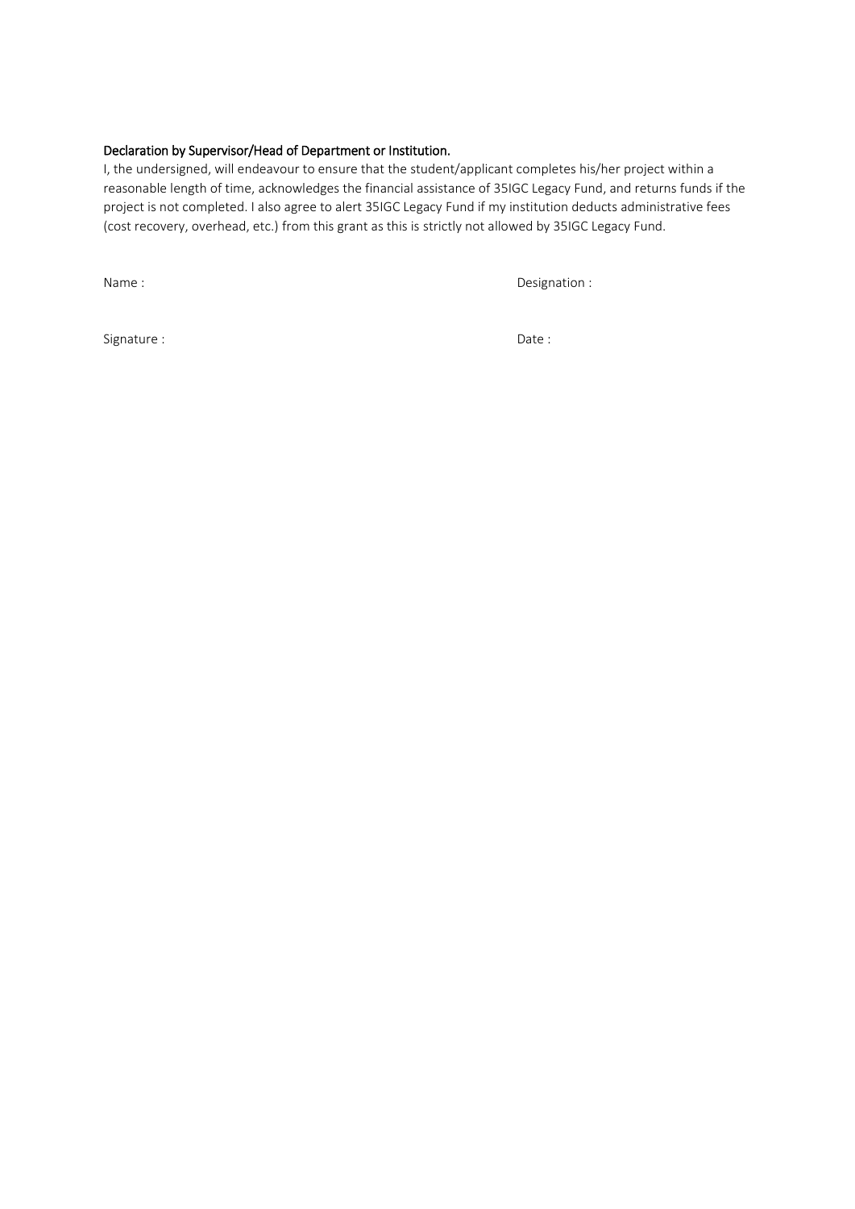**Declaration by Supervisor/Head of Department or Institution.**

I, the undersigned, will endeavour to ensure that the student/applicant completes his/her project within a reasonable length of time, acknowledges the financial assistance of 35IGC Legacy Fund, and returns funds if the project is not completed. I also agree to alert 35IGC Legacy Fund if my institution deducts administrative fees (cost recovery, overhead, etc.) from this grant as this is strictly not allowed by 35IGC Legacy Fund.

Name : Designation :

Signature : Date :